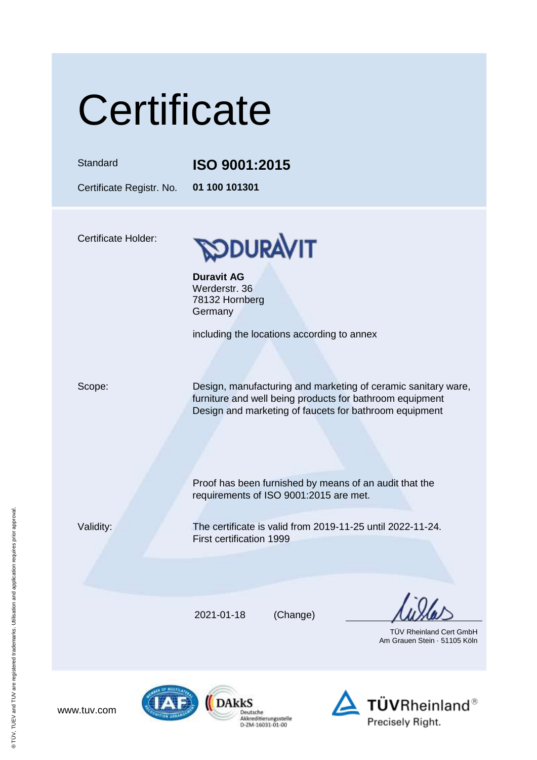# Certificate

| | |
|---|---|
| Standard | **ISO 9001:2015** |
| Certificate Registr. No. | **01 100 101301** |

Certificate Holder:

DURAVIT

**Duravit AG**
Werderstr. 36
78132 Hornberg
Germany

including the locations according to annex

Scope:

Design, manufacturing and marketing of ceramic sanitary ware, furniture and well being products for bathroom equipment
Design and marketing of faucets for bathroom equipment

Proof has been furnished by means of an audit that the requirements of ISO 9001:2015 are met.

Validity:

The certificate is valid from 2019-11-25 until 2022-11-24.
First certification 1999

2021-01-18 (Change)

TÜV Rheinland Cert GmbH
Am Grauen Stein · 51105 Köln

www.tuv.com

DAkkS Deutsche Akkreditierungsstelle D-ZM-16031-01-00

TÜVRheinland® Precisely Right.

® TÜV, TUEV and TUV are registered trademarks. Utilisation and application requires prior approval.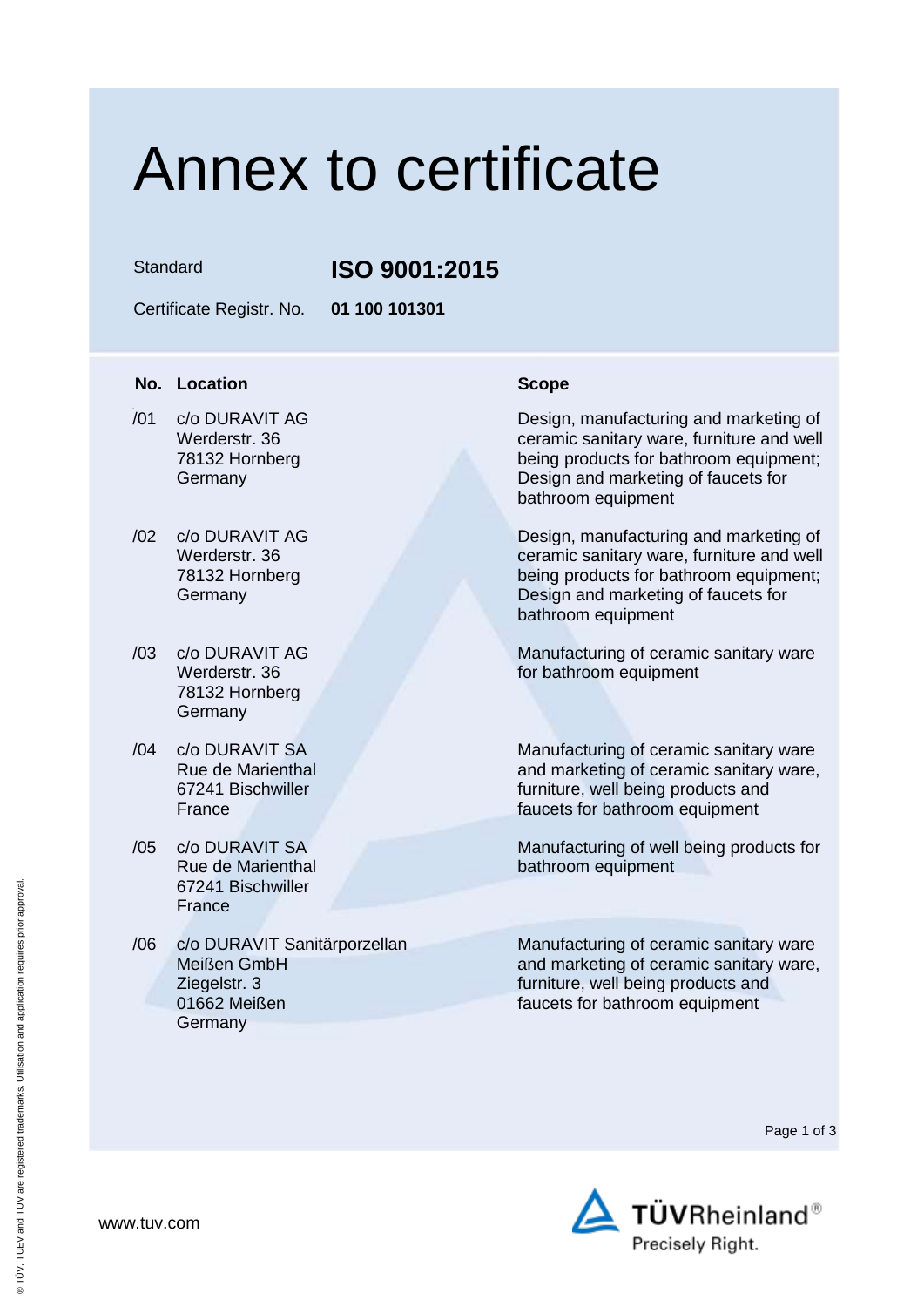# Annex to certificate

Standard **ISO 9001:2015**

Certificate Registr. No. **01 100 101301**

| No. | Location | Scope |
|---|---|---|
| /01 | c/o DURAVIT AG<br>Werderstr. 36<br>78132 Hornberg<br>Germany | Design, manufacturing and marketing of ceramic sanitary ware, furniture and well being products for bathroom equipment; Design and marketing of faucets for bathroom equipment |
| /02 | c/o DURAVIT AG<br>Werderstr. 36<br>78132 Hornberg<br>Germany | Design, manufacturing and marketing of ceramic sanitary ware, furniture and well being products for bathroom equipment; Design and marketing of faucets for bathroom equipment |
| /03 | c/o DURAVIT AG<br>Werderstr. 36<br>78132 Hornberg<br>Germany | Manufacturing of ceramic sanitary ware for bathroom equipment |
| /04 | c/o DURAVIT SA<br>Rue de Marienthal<br>67241 Bischwiller<br>France | Manufacturing of ceramic sanitary ware and marketing of ceramic sanitary ware, furniture, well being products and faucets for bathroom equipment |
| /05 | c/o DURAVIT SA<br>Rue de Marienthal<br>67241 Bischwiller<br>France | Manufacturing of well being products for bathroom equipment |
| /06 | c/o DURAVIT Sanitärporzellan Meißen GmbH<br>Ziegelstr. 3<br>01662 Meißen<br>Germany | Manufacturing of ceramic sanitary ware and marketing of ceramic sanitary ware, furniture, well being products and faucets for bathroom equipment |

www.tuv.com

TÜVRheinland® Precisely Right.

® TÜV, TUEV and TUV are registered trademarks. Utilisation and application requires prior approval.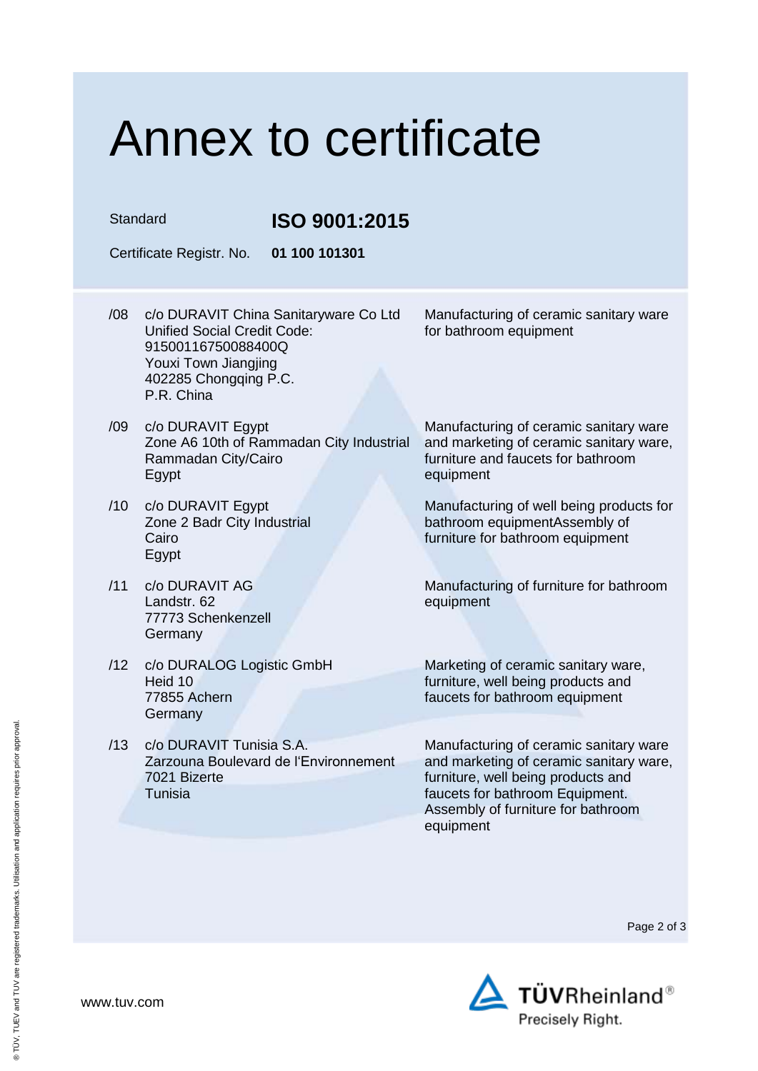# Annex to certificate

Standard **ISO 9001:2015**

Certificate Registr. No. **01 100 101301**

| | | |
|---|---|---|
| /08 | c/o DURAVIT China Sanitaryware Co Ltd<br>Unified Social Credit Code:<br>915001167500884000Q<br>Youxi Town Jiangjing<br>402285 Chongqing P.C.<br>P.R. China | Manufacturing of ceramic sanitary ware for bathroom equipment |
| /09 | c/o DURAVIT Egypt<br>Zone A6 10th of Rammadan City Industrial<br>Rammadan City/Cairo<br>Egypt | Manufacturing of ceramic sanitary ware and marketing of ceramic sanitary ware, furniture and faucets for bathroom equipment |
| /10 | c/o DURAVIT Egypt<br>Zone 2 Badr City Industrial<br>Cairo<br>Egypt | Manufacturing of well being products for bathroom equipmentAssembly of furniture for bathroom equipment |
| /11 | c/o DURAVIT AG<br>Landstr. 62<br>77773 Schenkenzell<br>Germany | Manufacturing of furniture for bathroom equipment |
| /12 | c/o DURALOG Logistic GmbH<br>Heid 10<br>77855 Achern<br>Germany | Marketing of ceramic sanitary ware, furniture, well being products and faucets for bathroom equipment |
| /13 | c/o DURAVIT Tunisia S.A.<br>Zarzouna Boulevard de l'Environnement<br>7021 Bizerte<br>Tunisia | Manufacturing of ceramic sanitary ware and marketing of ceramic sanitary ware, furniture, well being products and faucets for bathroom Equipment. Assembly of furniture for bathroom equipment |

www.tuv.com

TÜVRheinland®
Precisely Right.

® TÜV, TUEV and TUV are registered trademarks. Utilisation and application requires prior approval.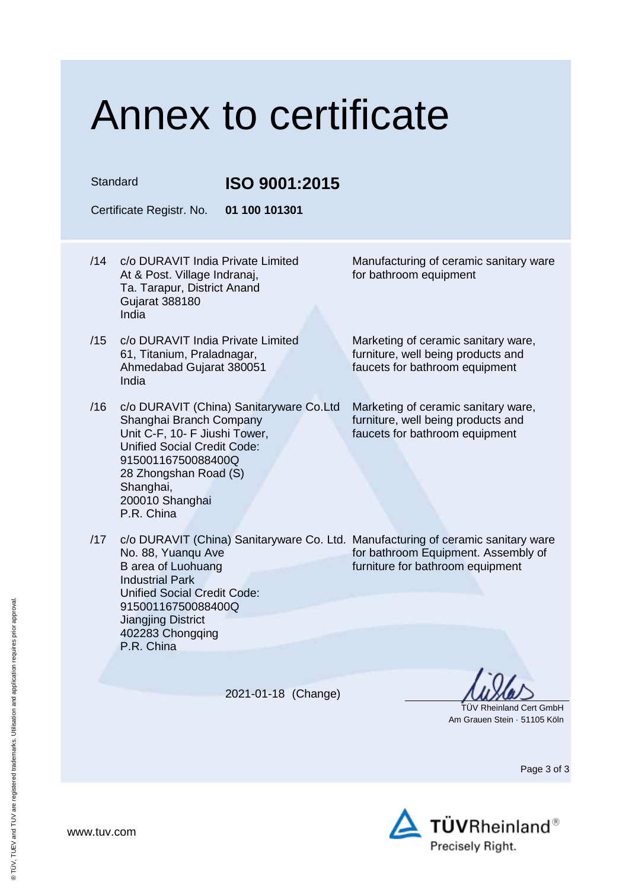# Annex to certificate

Standard **ISO 9001:2015**

Certificate Registr. No. **01 100 101301**

| | | |
|---|---|---|
| /14 | c/o DURAVIT India Private Limited<br>At & Post. Village Indranaj,<br>Ta. Tarapur, District Anand<br>Gujarat 388180<br>India | Manufacturing of ceramic sanitary ware for bathroom equipment |
| /15 | c/o DURAVIT India Private Limited<br>61, Titanium, Praladnagar,<br>Ahmedabad Gujarat 380051<br>India | Marketing of ceramic sanitary ware, furniture, well being products and faucets for bathroom equipment |
| /16 | c/o DURAVIT (China) Sanitaryware Co.Ltd<br>Shanghai Branch Company<br>Unit C-F, 10- F Jiushi Tower,<br>Unified Social Credit Code:<br>91500116750088400Q<br>28 Zhongshan Road (S)<br>Shanghai,<br>200010 Shanghai<br>P.R. China | Marketing of ceramic sanitary ware, furniture, well being products and faucets for bathroom equipment |
| /17 | c/o DURAVIT (China) Sanitaryware Co. Ltd.<br>No. 88, Yuanqu Ave<br>B area of Luohuang<br>Industrial Park<br>Unified Social Credit Code:<br>91500116750088400Q<br>Jiangjing District<br>402283 Chongqing<br>P.R. China | Manufacturing of ceramic sanitary ware for bathroom Equipment. Assembly of furniture for bathroom equipment |

2021-01-18 (Change)

TÜV Rheinland Cert GmbH
Am Grauen Stein · 51105 Köln

www.tuv.com

TÜVRheinland®
Precisely Right.

® TÜV, TUEV and TUV are registered trademarks. Utilisation and application requires prior approval.